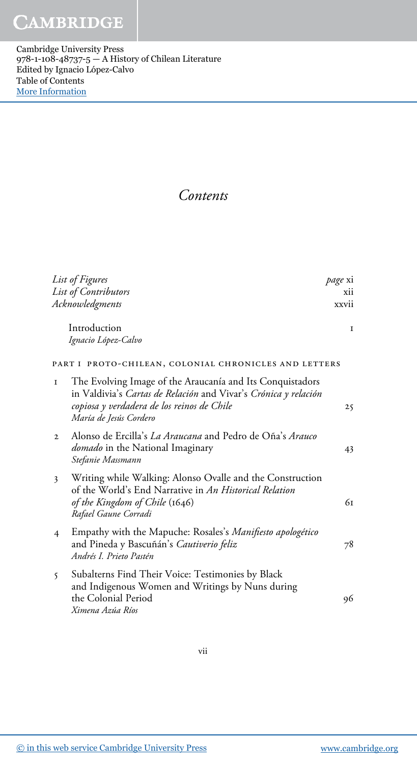# Contents

List of Figures — *page* xi
List of Contributors — xii
Acknowledgments — xxvii

Introduction — 1
*Ignacio López-Calvo*

PART I PROTO-CHILEAN, COLONIAL CHRONICLES AND LETTERS

1. The Evolving Image of the Araucanía and Its Conquistadors in Valdivia's *Cartas de Relación* and Vivar's *Crónica y relación copiosa y verdadera de los reinos de Chile* — 25
   *María de Jesús Cordero*
2. Alonso de Ercilla's *La Araucana* and Pedro de Oña's *Arauco domado* in the National Imaginary — 43
   *Stefanie Massmann*
3. Writing while Walking: Alonso Ovalle and the Construction of the World's End Narrative in *An Historical Relation of the Kingdom of Chile* (1646) — 61
   *Rafael Gaune Corradi*
4. Empathy with the Mapuche: Rosales's *Manifiesto apologético* and Pineda y Bascuñán's *Cautiverio feliz* — 78
   *Andrés I. Prieto Pastén*
5. Subalterns Find Their Voice: Testimonies by Black and Indigenous Women and Writings by Nuns during the Colonial Period — 96
   *Ximena Azúa Ríos*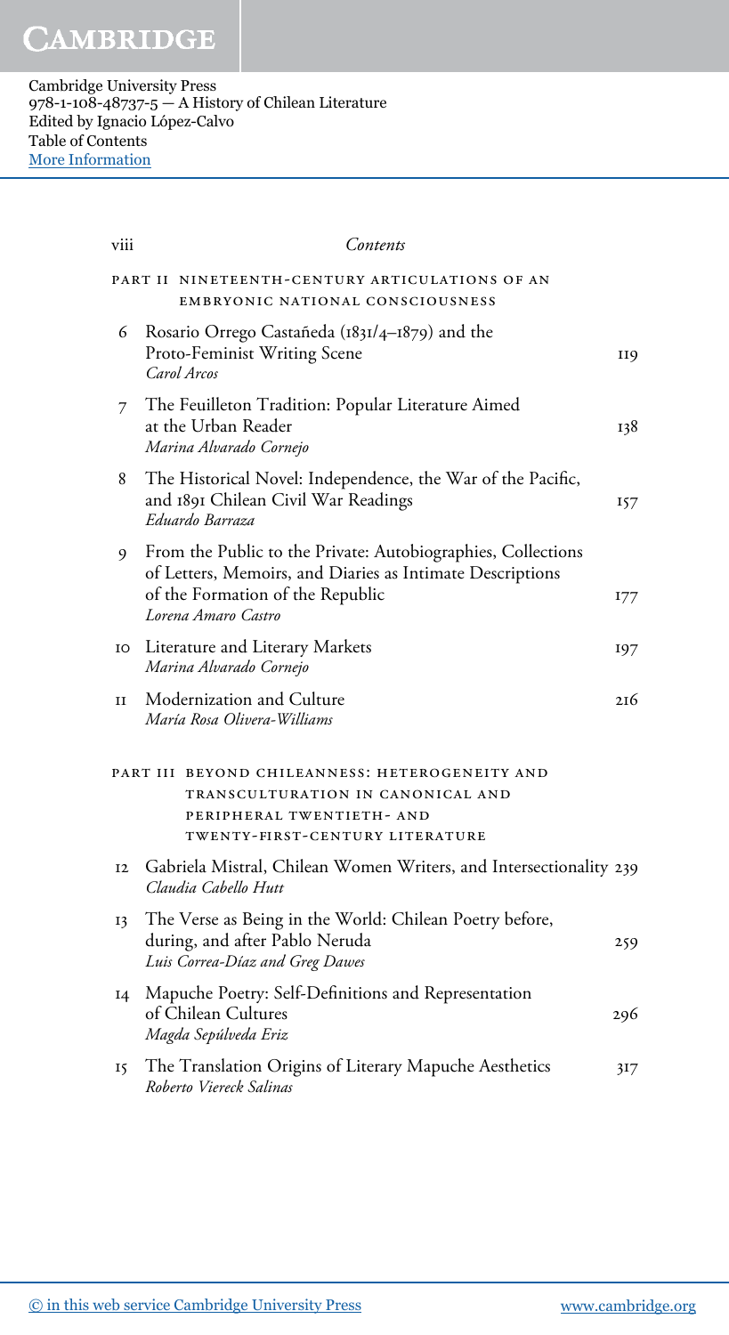## Part II Nineteenth-Century Articulations of an Embryonic National Consciousness

6 Rosario Orrego Castañeda (1831/4–1879) and the Proto-Feminist Writing Scene — 119
*Carol Arcos*

7 The Feuilleton Tradition: Popular Literature Aimed at the Urban Reader — 138
*Marina Alvarado Cornejo*

8 The Historical Novel: Independence, the War of the Pacific, and 1891 Chilean Civil War Readings — 157
*Eduardo Barraza*

9 From the Public to the Private: Autobiographies, Collections of Letters, Memoirs, and Diaries as Intimate Descriptions of the Formation of the Republic — 177
*Lorena Amaro Castro*

10 Literature and Literary Markets — 197
*Marina Alvarado Cornejo*

11 Modernization and Culture — 216
*María Rosa Olivera-Williams*

## Part III Beyond Chileanness: Heterogeneity and Transculturation in Canonical and Peripheral Twentieth- and Twenty-First-Century Literature

12 Gabriela Mistral, Chilean Women Writers, and Intersectionality — 239
*Claudia Cabello Hutt*

13 The Verse as Being in the World: Chilean Poetry before, during, and after Pablo Neruda — 259
*Luis Correa-Díaz and Greg Dawes*

14 Mapuche Poetry: Self-Definitions and Representation of Chilean Cultures — 296
*Magda Sepúlveda Eriz*

15 The Translation Origins of Literary Mapuche Aesthetics — 317
*Roberto Viereck Salinas*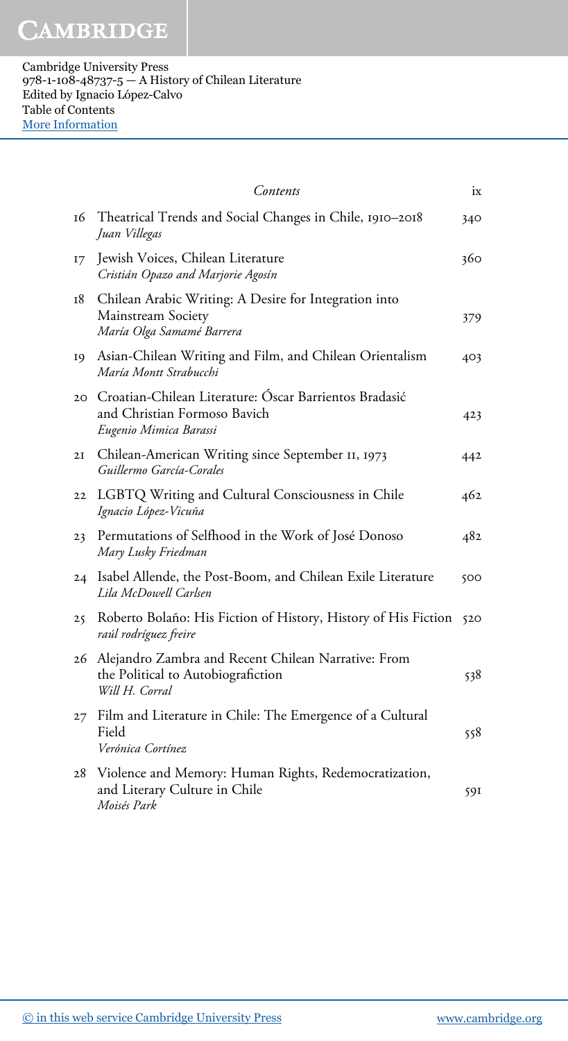| | Contents | ix |
|---|---|---|
| 16 | Theatrical Trends and Social Changes in Chile, 1910–2018<br>*Juan Villegas* | 340 |
| 17 | Jewish Voices, Chilean Literature<br>*Cristián Opazo and Marjorie Agosín* | 360 |
| 18 | Chilean Arabic Writing: A Desire for Integration into Mainstream Society<br>*María Olga Samamé Barrera* | 379 |
| 19 | Asian-Chilean Writing and Film, and Chilean Orientalism<br>*María Montt Strabucchi* | 403 |
| 20 | Croatian-Chilean Literature: Óscar Barrientos Bradasić and Christian Formoso Bavich<br>*Eugenio Mimica Barassi* | 423 |
| 21 | Chilean-American Writing since September 11, 1973<br>*Guillermo García-Corales* | 442 |
| 22 | LGBTQ Writing and Cultural Consciousness in Chile<br>*Ignacio López-Vicuña* | 462 |
| 23 | Permutations of Selfhood in the Work of José Donoso<br>*Mary Lusky Friedman* | 482 |
| 24 | Isabel Allende, the Post-Boom, and Chilean Exile Literature<br>*Lila McDowell Carlsen* | 500 |
| 25 | Roberto Bolaño: His Fiction of History, History of His Fiction<br>*raúl rodríguez freire* | 520 |
| 26 | Alejandro Zambra and Recent Chilean Narrative: From the Political to Autobiografiction<br>*Will H. Corral* | 538 |
| 27 | Film and Literature in Chile: The Emergence of a Cultural Field<br>*Verónica Cortínez* | 558 |
| 28 | Violence and Memory: Human Rights, Redemocratization, and Literary Culture in Chile<br>*Moisés Park* | 591 |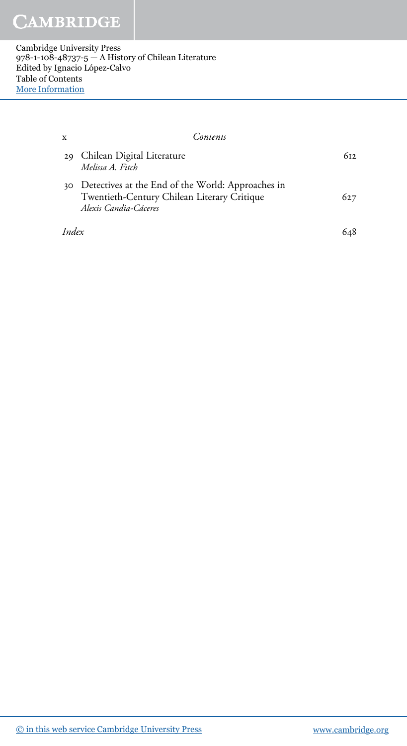Cambridge University Press
978-1-108-48737-5 — A History of Chilean Literature
Edited by Ignacio López-Calvo
Table of Contents
More Information

*Contents*

29 Chilean Digital Literature 612
*Melissa A. Fitch*

30 Detectives at the End of the World: Approaches in Twentieth-Century Chilean Literary Critique 627
*Alexis Candia-Cáceres*

*Index* 648